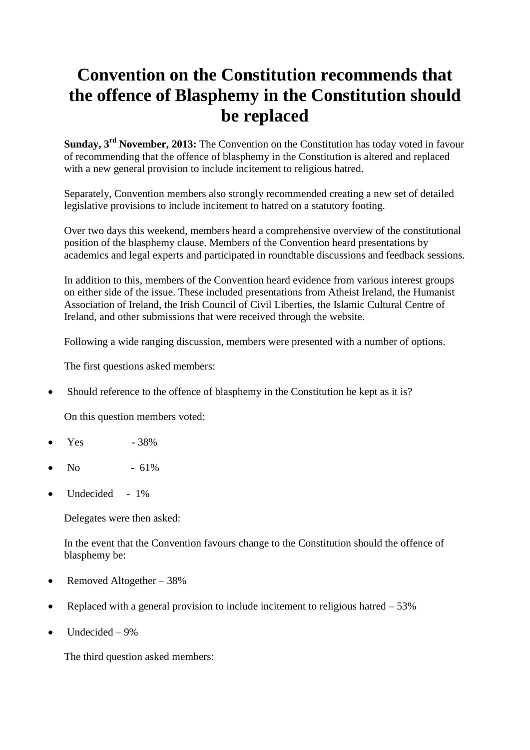# Convention on the Constitution recommends that the offence of Blasphemy in the Constitution should be replaced

**Sunday, 3rd November, 2013:** The Convention on the Constitution has today voted in favour of recommending that the offence of blasphemy in the Constitution is altered and replaced with a new general provision to include incitement to religious hatred.

Separately, Convention members also strongly recommended creating a new set of detailed legislative provisions to include incitement to hatred on a statutory footing.

Over two days this weekend, members heard a comprehensive overview of the constitutional position of the blasphemy clause. Members of the Convention heard presentations by academics and legal experts and participated in roundtable discussions and feedback sessions.

In addition to this, members of the Convention heard evidence from various interest groups on either side of the issue. These included presentations from Atheist Ireland, the Humanist Association of Ireland, the Irish Council of Civil Liberties, the Islamic Cultural Centre of Ireland, and other submissions that were received through the website.

Following a wide ranging discussion, members were presented with a number of options.

The first questions asked members:

- Should reference to the offence of blasphemy in the Constitution be kept as it is?

On this question members voted:

- Yes - 38%
- No - 61%
- Undecided - 1%

Delegates were then asked:

In the event that the Convention favours change to the Constitution should the offence of blasphemy be:

- Removed Altogether – 38%
- Replaced with a general provision to include incitement to religious hatred – 53%
- Undecided – 9%

The third question asked members: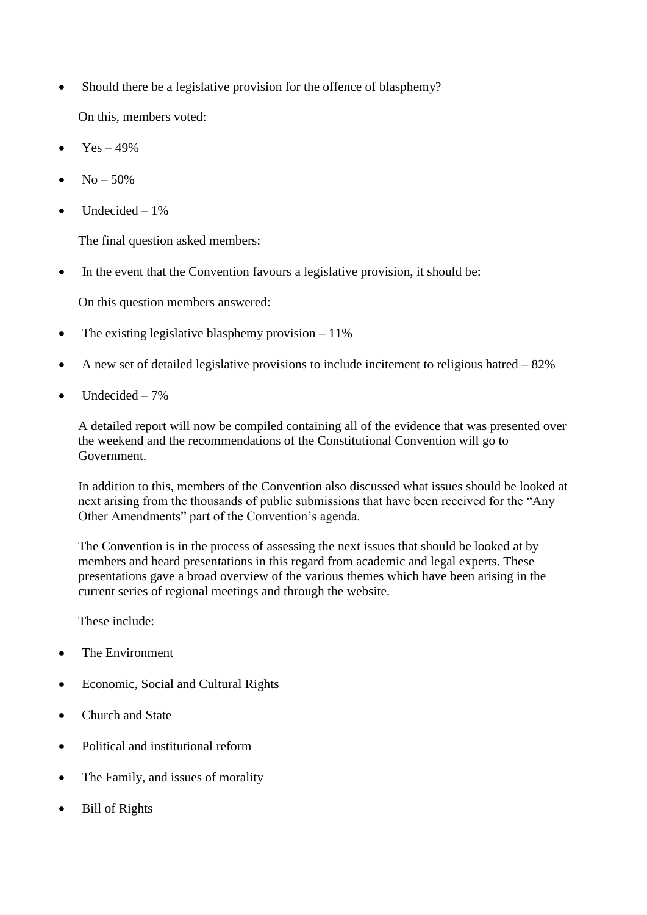- Should there be a legislative provision for the offence of blasphemy?

  On this, members voted:

- Yes – 49%
- No – 50%
- Undecided – 1%

  The final question asked members:

- In the event that the Convention favours a legislative provision, it should be:

  On this question members answered:

- The existing legislative blasphemy provision – 11%
- A new set of detailed legislative provisions to include incitement to religious hatred – 82%
- Undecided – 7%

A detailed report will now be compiled containing all of the evidence that was presented over the weekend and the recommendations of the Constitutional Convention will go to Government.

In addition to this, members of the Convention also discussed what issues should be looked at next arising from the thousands of public submissions that have been received for the "Any Other Amendments" part of the Convention's agenda.

The Convention is in the process of assessing the next issues that should be looked at by members and heard presentations in this regard from academic and legal experts. These presentations gave a broad overview of the various themes which have been arising in the current series of regional meetings and through the website.

These include:

- The Environment
- Economic, Social and Cultural Rights
- Church and State
- Political and institutional reform
- The Family, and issues of morality
- Bill of Rights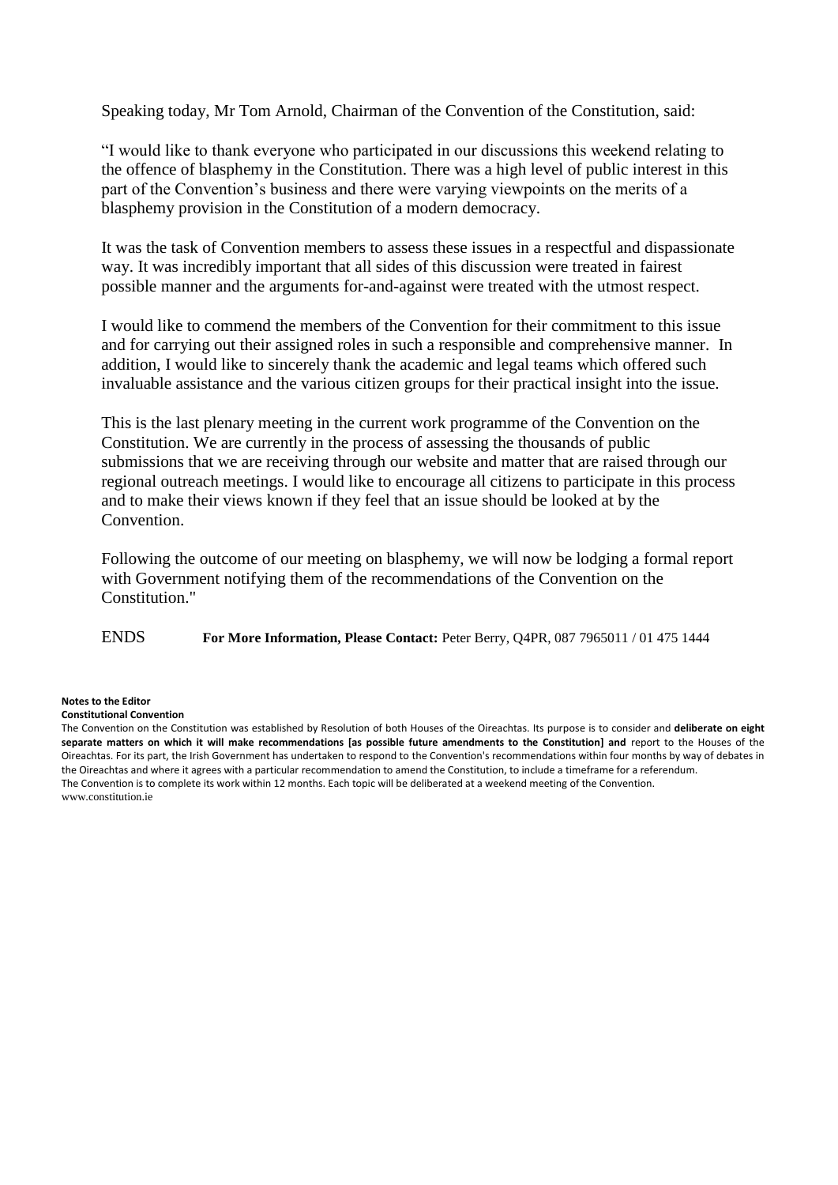Speaking today, Mr Tom Arnold, Chairman of the Convention of the Constitution, said:

"I would like to thank everyone who participated in our discussions this weekend relating to the offence of blasphemy in the Constitution. There was a high level of public interest in this part of the Convention's business and there were varying viewpoints on the merits of a blasphemy provision in the Constitution of a modern democracy.

It was the task of Convention members to assess these issues in a respectful and dispassionate way. It was incredibly important that all sides of this discussion were treated in fairest possible manner and the arguments for-and-against were treated with the utmost respect.

I would like to commend the members of the Convention for their commitment to this issue and for carrying out their assigned roles in such a responsible and comprehensive manner. In addition, I would like to sincerely thank the academic and legal teams which offered such invaluable assistance and the various citizen groups for their practical insight into the issue.

This is the last plenary meeting in the current work programme of the Convention on the Constitution. We are currently in the process of assessing the thousands of public submissions that we are receiving through our website and matter that are raised through our regional outreach meetings. I would like to encourage all citizens to participate in this process and to make their views known if they feel that an issue should be looked at by the Convention.

Following the outcome of our meeting on blasphemy, we will now be lodging a formal report with Government notifying them of the recommendations of the Convention on the Constitution."

ENDS **For More Information, Please Contact:** Peter Berry, Q4PR, 087 7965011 / 01 475 1444

**Notes to the Editor**

**Constitutional Convention**

The Convention on the Constitution was established by Resolution of both Houses of the Oireachtas. Its purpose is to consider and **deliberate on eight separate matters on which it will make recommendations [as possible future amendments to the Constitution] and** report to the Houses of the Oireachtas. For its part, the Irish Government has undertaken to respond to the Convention's recommendations within four months by way of debates in the Oireachtas and where it agrees with a particular recommendation to amend the Constitution, to include a timeframe for a referendum.

The Convention is to complete its work within 12 months. Each topic will be deliberated at a weekend meeting of the Convention.

www.constitution.ie